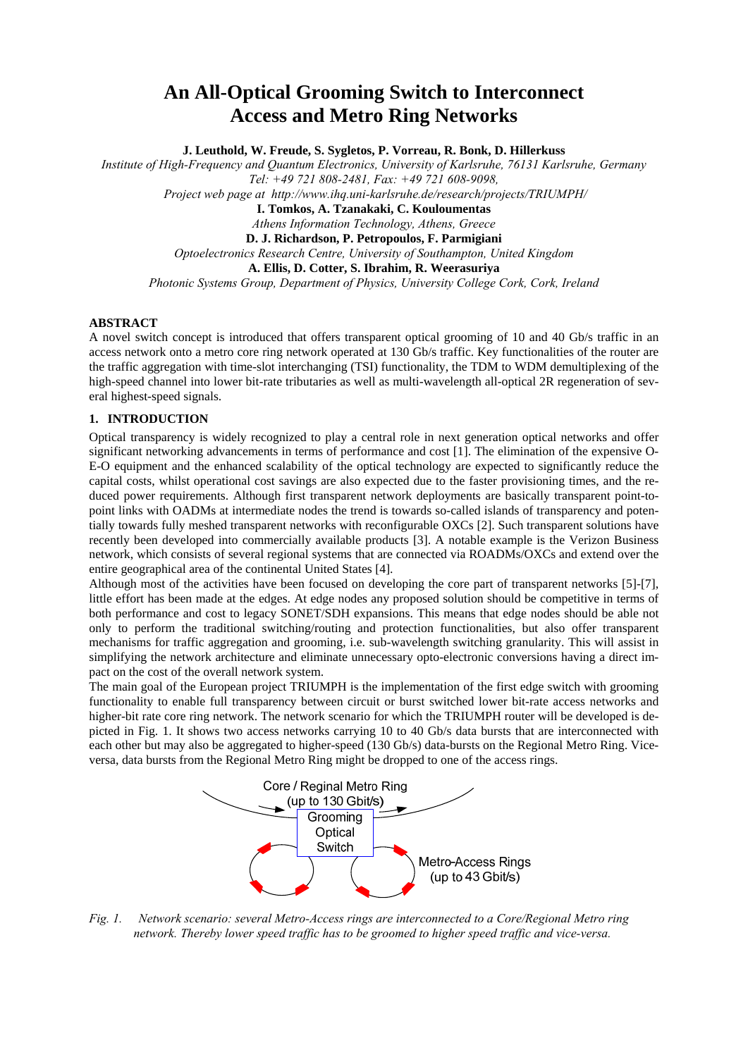# An All-Optical Grooming Switch to Interconnect Access and Metro Ring Networks

**J. Leuthold, W. Freude, S. Sygletos, P. Vorreau, R. Bonk, D. Hillerkuss**

*Institute of High-Frequency and Quantum Electronics, University of Karlsruhe, 76131 Karlsruhe, Germany*
*Tel: +49 721 808-2481, Fax: +49 721 608-9098,*
*Project web page at http://www.ihq.uni-karlsruhe.de/research/projects/TRIUMPH/*

**I. Tomkos, A. Tzanakaki, C. Kouloumentas**

*Athens Information Technology, Athens, Greece*

**D. J. Richardson, P. Petropoulos, F. Parmigiani**

*Optoelectronics Research Centre, University of Southampton, United Kingdom*

**A. Ellis, D. Cotter, S. Ibrahim, R. Weerasuriya**

*Photonic Systems Group, Department of Physics, University College Cork, Cork, Ireland*

## ABSTRACT

A novel switch concept is introduced that offers transparent optical grooming of 10 and 40 Gb/s traffic in an access network onto a metro core ring network operated at 130 Gb/s traffic. Key functionalities of the router are the traffic aggregation with time-slot interchanging (TSI) functionality, the TDM to WDM demultiplexing of the high-speed channel into lower bit-rate tributaries as well as multi-wavelength all-optical 2R regeneration of several highest-speed signals.

## 1. INTRODUCTION

Optical transparency is widely recognized to play a central role in next generation optical networks and offer significant networking advancements in terms of performance and cost [1]. The elimination of the expensive O-E-O equipment and the enhanced scalability of the optical technology are expected to significantly reduce the capital costs, whilst operational cost savings are also expected due to the faster provisioning times, and the reduced power requirements. Although first transparent network deployments are basically transparent point-to-point links with OADMs at intermediate nodes the trend is towards so-called islands of transparency and potentially towards fully meshed transparent networks with reconfigurable OXCs [2]. Such transparent solutions have recently been developed into commercially available products [3]. A notable example is the Verizon Business network, which consists of several regional systems that are connected via ROADMs/OXCs and extend over the entire geographical area of the continental United States [4].

Although most of the activities have been focused on developing the core part of transparent networks [5]-[7], little effort has been made at the edges. At edge nodes any proposed solution should be competitive in terms of both performance and cost to legacy SONET/SDH expansions. This means that edge nodes should be able not only to perform the traditional switching/routing and protection functionalities, but also offer transparent mechanisms for traffic aggregation and grooming, i.e. sub-wavelength switching granularity. This will assist in simplifying the network architecture and eliminate unnecessary opto-electronic conversions having a direct impact on the cost of the overall network system.

The main goal of the European project TRIUMPH is the implementation of the first edge switch with grooming functionality to enable full transparency between circuit or burst switched lower bit-rate access networks and higher-bit rate core ring network. The network scenario for which the TRIUMPH router will be developed is depicted in Fig. 1. It shows two access networks carrying 10 to 40 Gb/s data bursts that are interconnected with each other but may also be aggregated to higher-speed (130 Gb/s) data-bursts on the Regional Metro Ring. Vice-versa, data bursts from the Regional Metro Ring might be dropped to one of the access rings.

Core / Reginal Metro Ring
(up to 130 Gbit/s)
Grooming
Optical
Switch
Metro-Access Rings
(up to 43 Gbit/s)

*Fig. 1. Network scenario: several Metro-Access rings are interconnected to a Core/Regional Metro ring network. Thereby lower speed traffic has to be groomed to higher speed traffic and vice-versa.*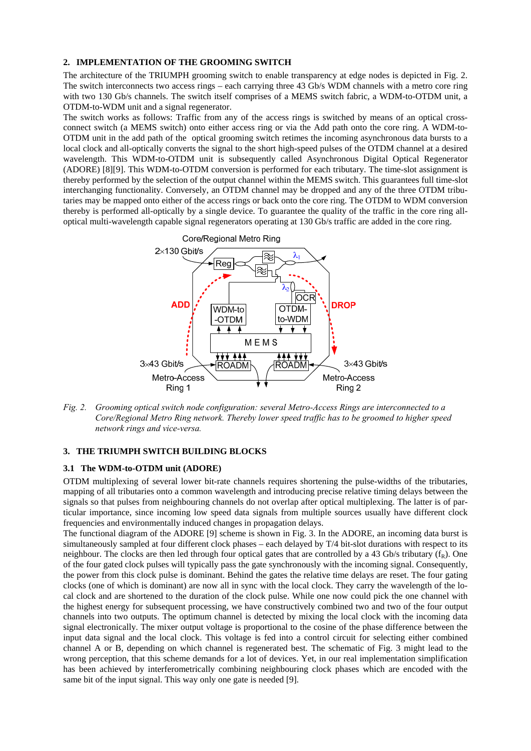## 2. IMPLEMENTATION OF THE GROOMING SWITCH

The architecture of the TRIUMPH grooming switch to enable transparency at edge nodes is depicted in Fig. 2. The switch interconnects two access rings – each carrying three 43 Gb/s WDM channels with a metro core ring with two 130 Gb/s channels. The switch itself comprises of a MEMS switch fabric, a WDM-to-OTDM unit, a OTDM-to-WDM unit and a signal regenerator.

The switch works as follows: Traffic from any of the access rings is switched by means of an optical cross-connect switch (a MEMS switch) onto either access ring or via the Add path onto the core ring. A WDM-to-OTDM unit in the add path of the optical grooming switch retimes the incoming asynchronous data bursts to a local clock and all-optically converts the signal to the short high-speed pulses of the OTDM channel at a desired wavelength. This WDM-to-OTDM unit is subsequently called Asynchronous Digital Optical Regenerator (ADORE) [8][9]. This WDM-to-OTDM conversion is performed for each tributary. The time-slot assignment is thereby performed by the selection of the output channel within the MEMS switch. This guarantees full time-slot interchanging functionality. Conversely, an OTDM channel may be dropped and any of the three OTDM tributaries may be mapped onto either of the access rings or back onto the core ring. The OTDM to WDM conversion thereby is performed all-optically by a single device. To guarantee the quality of the traffic in the core ring all-optical multi-wavelength capable signal regenerators operating at 130 Gb/s traffic are added in the core ring.

Core/Regional Metro Ring
2×130 Gbit/s
Reg
$\lambda_1$
$\lambda_2$
OCR
ADD
DROP
WDM-to -OTDM
OTDM-to-WDM
M E M S
ROADM
ROADM
3×43 Gbit/s
3×43 Gbit/s
Metro-Access Ring 1
Metro-Access Ring 2

*Fig. 2. Grooming optical switch node configuration: several Metro-Access Rings are interconnected to a Core/Regional Metro Ring network. Thereby lower speed traffic has to be groomed to higher speed network rings and vice-versa.*

## 3. THE TRIUMPH SWITCH BUILDING BLOCKS

### 3.1 The WDM-to-OTDM unit (ADORE)

OTDM multiplexing of several lower bit-rate channels requires shortening the pulse-widths of the tributaries, mapping of all tributaries onto a common wavelength and introducing precise relative timing delays between the signals so that pulses from neighbouring channels do not overlap after optical multiplexing. The latter is of particular importance, since incoming low speed data signals from multiple sources usually have different clock frequencies and environmentally induced changes in propagation delays.

The functional diagram of the ADORE [9] scheme is shown in Fig. 3. In the ADORE, an incoming data burst is simultaneously sampled at four different clock phases – each delayed by T/4 bit-slot durations with respect to its neighbour. The clocks are then led through four optical gates that are controlled by a 43 Gb/s tributary ($f_R$). One of the four gated clock pulses will typically pass the gate synchronously with the incoming signal. Consequently, the power from this clock pulse is dominant. Behind the gates the relative time delays are reset. The four gating clocks (one of which is dominant) are now all in sync with the local clock. They carry the wavelength of the local clock and are shortened to the duration of the clock pulse. While one now could pick the one channel with the highest energy for subsequent processing, we have constructively combined two and two of the four output channels into two outputs. The optimum channel is detected by mixing the local clock with the incoming data signal electronically. The mixer output voltage is proportional to the cosine of the phase difference between the input data signal and the local clock. This voltage is fed into a control circuit for selecting either combined channel A or B, depending on which channel is regenerated best. The schematic of Fig. 3 might lead to the wrong perception, that this scheme demands for a lot of devices. Yet, in our real implementation simplification has been achieved by interferometrically combining neighbouring clock phases which are encoded with the same bit of the input signal. This way only one gate is needed [9].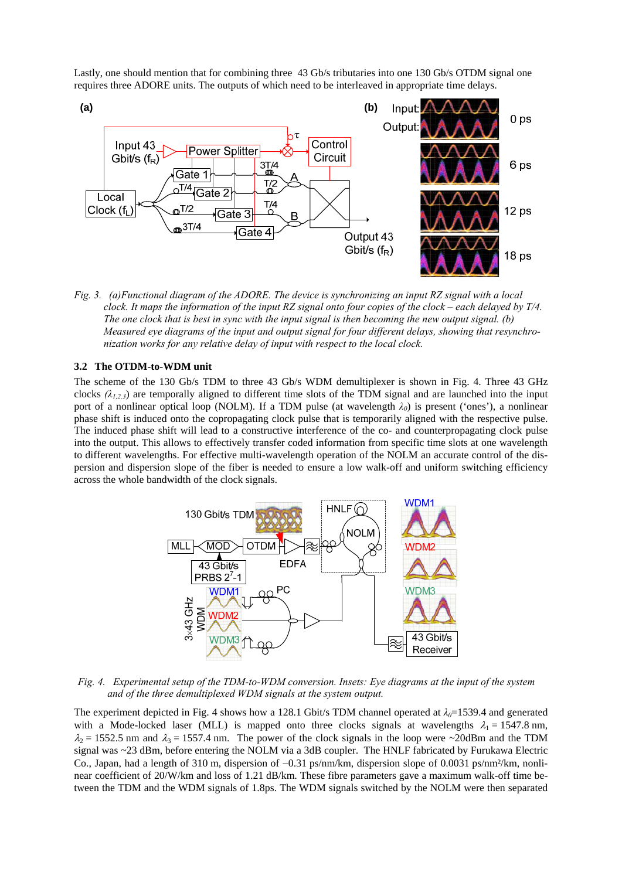Lastly, one should mention that for combining three 43 Gb/s tributaries into one 130 Gb/s OTDM signal one requires three ADORE units. The outputs of which need to be interleaved in appropriate time delays.

(a)

Input 43 Gbit/s ($f_R$)
Power Splitter
Control Circuit
τ
Local Clock ($f_L$)
Gate 1
Gate 2
Gate 3
Gate 4
T/4
T/2
3T/4
3T/4
T/2
T/4
A
B
Output 43 Gbit/s ($f_R$)

(b)

Input:
Output:
0 ps
6 ps
12 ps
18 ps

*Fig. 3. (a)Functional diagram of the ADORE. The device is synchronizing an input RZ signal with a local clock. It maps the information of the input RZ signal onto four copies of the clock – each delayed by T/4. The one clock that is best in sync with the input signal is then becoming the new output signal. (b) Measured eye diagrams of the input and output signal for four different delays, showing that resynchronization works for any relative delay of input with respect to the local clock.*

### 3.2 The OTDM-to-WDM unit

The scheme of the 130 Gb/s TDM to three 43 Gb/s WDM demultiplexer is shown in Fig. 4. Three 43 GHz clocks *($\lambda_{1,2,3}$)* are temporally aligned to different time slots of the TDM signal and are launched into the input port of a nonlinear optical loop (NOLM). If a TDM pulse (at wavelength $\lambda_0$) is present ('ones'), a nonlinear phase shift is induced onto the copropagating clock pulse that is temporarily aligned with the respective pulse. The induced phase shift will lead to a constructive interference of the co- and counterpropagating clock pulse into the output. This allows to effectively transfer coded information from specific time slots at one wavelength to different wavelengths. For effective multi-wavelength operation of the NOLM an accurate control of the dispersion and dispersion slope of the fiber is needed to ensure a low walk-off and uniform switching efficiency across the whole bandwidth of the clock signals.

130 Gbit/s TDM
MLL
MOD
OTDM
EDFA
43 Gbit/s PRBS $2^7$-1
HNLF
NOLM
WDM1
WDM2
WDM3
PC
3×43 GHz WDM
43 Gbit/s Receiver

*Fig. 4. Experimental setup of the TDM-to-WDM conversion. Insets: Eye diagrams at the input of the system and of the three demultiplexed WDM signals at the system output.*

The experiment depicted in Fig. 4 shows how a 128.1 Gbit/s TDM channel operated at $\lambda_0$=1539.4 and generated with a Mode-locked laser (MLL) is mapped onto three clocks signals at wavelengths $\lambda_1$ = 1547.8 nm, $\lambda_2$ = 1552.5 nm and $\lambda_3$ = 1557.4 nm. The power of the clock signals in the loop were ~20dBm and the TDM signal was ~23 dBm, before entering the NOLM via a 3dB coupler. The HNLF fabricated by Furukawa Electric Co., Japan, had a length of 310 m, dispersion of –0.31 ps/nm/km, dispersion slope of 0.0031 ps/nm²/km, nonlinear coefficient of 20/W/km and loss of 1.21 dB/km. These fibre parameters gave a maximum walk-off time between the TDM and the WDM signals of 1.8ps. The WDM signals switched by the NOLM were then separated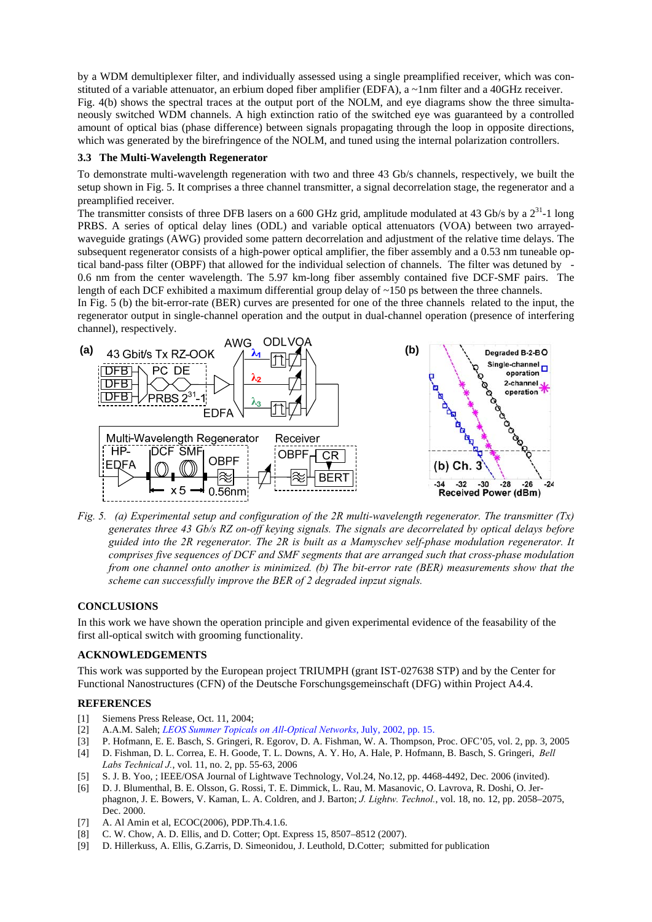by a WDM demultiplexer filter, and individually assessed using a single preamplified receiver, which was constituted of a variable attenuator, an erbium doped fiber amplifier (EDFA), a ~1nm filter and a 40GHz receiver. Fig. 4(b) shows the spectral traces at the output port of the NOLM, and eye diagrams show the three simultaneously switched WDM channels. A high extinction ratio of the switched eye was guaranteed by a controlled amount of optical bias (phase difference) between signals propagating through the loop in opposite directions, which was generated by the birefringence of the NOLM, and tuned using the internal polarization controllers.

### 3.3 The Multi-Wavelength Regenerator

To demonstrate multi-wavelength regeneration with two and three 43 Gb/s channels, respectively, we built the setup shown in Fig. 5. It comprises a three channel transmitter, a signal decorrelation stage, the regenerator and a preamplified receiver.

The transmitter consists of three DFB lasers on a 600 GHz grid, amplitude modulated at 43 Gb/s by a $2^{31}$-1 long PRBS. A series of optical delay lines (ODL) and variable optical attenuators (VOA) between two arrayed-waveguide gratings (AWG) provided some pattern decorrelation and adjustment of the relative time delays. The subsequent regenerator consists of a high-power optical amplifier, the fiber assembly and a 0.53 nm tuneable optical band-pass filter (OBPF) that allowed for the individual selection of channels. The filter was detuned by -0.6 nm from the center wavelength. The 5.97 km-long fiber assembly contained five DCF-SMF pairs. The length of each DCF exhibited a maximum differential group delay of ~150 ps between the three channels.

In Fig. 5 (b) the bit-error-rate (BER) curves are presented for one of the three channels related to the input, the regenerator output in single-channel operation and the output in dual-channel operation (presence of interfering channel), respectively.

(a)
43 Gbit/s Tx RZ-OOK
DFB
DFB
DFB
PC DE
PRBS $2^{31}$-1
EDFA
AWG ODL VOA
$\lambda_1$
$\lambda_2$
$\lambda_3$
Multi-Wavelength Regenerator
HP-EDFA
DCF SMF
x 5
OBPF
0.56nm
Receiver
OBPF
CR
BERT

(b)
Degraded B-2-B
Single-channel operation
2-channel operation
(b) Ch. 3
-34 -32 -30 -28 -26 -24
Received Power (dBm)

*Fig. 5. (a) Experimental setup and configuration of the 2R multi-wavelength regenerator. The transmitter (Tx) generates three 43 Gb/s RZ on-off keying signals. The signals are decorrelated by optical delays before guided into the 2R regenerator. The 2R is built as a Mamyschev self-phase modulation regenerator. It comprises five sequences of DCF and SMF segments that are arranged such that cross-phase modulation from one channel onto another is minimized. (b) The bit-error rate (BER) measurements show that the scheme can successfully improve the BER of 2 degraded inpzut signals.*

## CONCLUSIONS

In this work we have shown the operation principle and given experimental evidence of the feasability of the first all-optical switch with grooming functionality.

## ACKNOWLEDGEMENTS

This work was supported by the European project TRIUMPH (grant IST-027638 STP) and by the Center for Functional Nanostructures (CFN) of the Deutsche Forschungsgemeinschaft (DFG) within Project A4.4.

## REFERENCES

[1] Siemens Press Release, Oct. 11, 2004;
[2] A.A.M. Saleh; *LEOS Summer Topicals on All-Optical Networks*, July, 2002, pp. 15.
[3] P. Hofmann, E. E. Basch, S. Gringeri, R. Egorov, D. A. Fishman, W. A. Thompson, Proc. OFC'05, vol. 2, pp. 3, 2005
[4] D. Fishman, D. L. Correa, E. H. Goode, T. L. Downs, A. Y. Ho, A. Hale, P. Hofmann, B. Basch, S. Gringeri, *Bell Labs Technical J.*, vol. 11, no. 2, pp. 55-63, 2006
[5] S. J. B. Yoo, ; IEEE/OSA Journal of Lightwave Technology, Vol.24, No.12, pp. 4468-4492, Dec. 2006 (invited).
[6] D. J. Blumenthal, B. E. Olsson, G. Rossi, T. E. Dimmick, L. Rau, M. Masanovic, O. Lavrova, R. Doshi, O. Jerphagnon, J. E. Bowers, V. Kaman, L. A. Coldren, and J. Barton; *J. Lightw. Technol.*, vol. 18, no. 12, pp. 2058–2075, Dec. 2000.
[7] A. Al Amin et al, ECOC(2006), PDP.Th.4.1.6.
[8] C. W. Chow, A. D. Ellis, and D. Cotter; Opt. Express 15, 8507–8512 (2007).
[9] D. Hillerkuss, A. Ellis, G.Zarris, D. Simeonidou, J. Leuthold, D.Cotter; submitted for publication